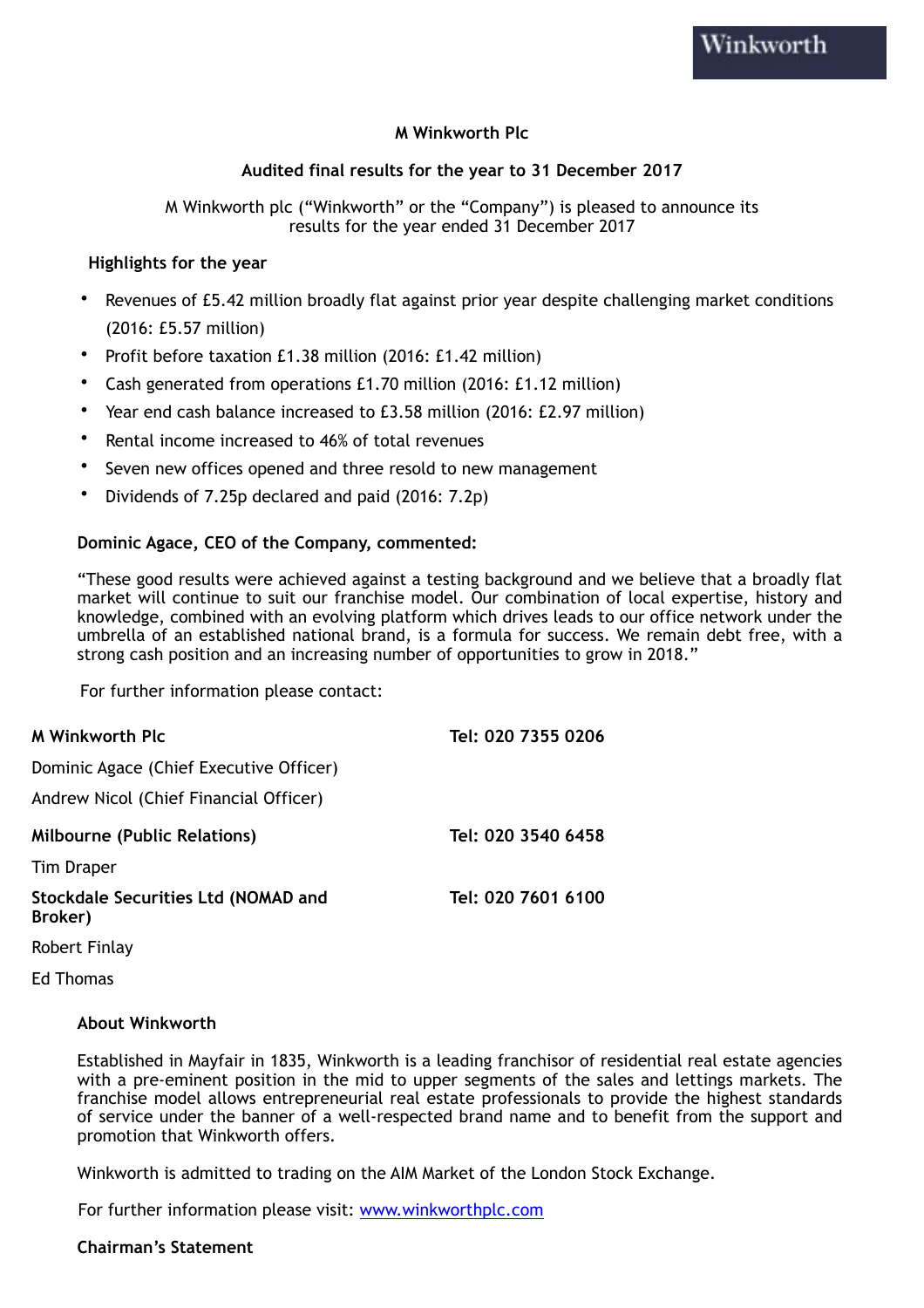Winkworth

**M Winkworth Plc**

**Audited final results for the year to 31 December 2017**

M Winkworth plc ("Winkworth" or the "Company") is pleased to announce its results for the year ended 31 December 2017

**Highlights for the year**

- Revenues of £5.42 million broadly flat against prior year despite challenging market conditions (2016: £5.57 million)
- Profit before taxation £1.38 million (2016: £1.42 million)
- Cash generated from operations £1.70 million (2016: £1.12 million)
- Year end cash balance increased to £3.58 million (2016: £2.97 million)
- Rental income increased to 46% of total revenues
- Seven new offices opened and three resold to new management
- Dividends of 7.25p declared and paid (2016: 7.2p)

**Dominic Agace, CEO of the Company, commented:**

"These good results were achieved against a testing background and we believe that a broadly flat market will continue to suit our franchise model. Our combination of local expertise, history and knowledge, combined with an evolving platform which drives leads to our office network under the umbrella of an established national brand, is a formula for success. We remain debt free, with a strong cash position and an increasing number of opportunities to grow in 2018."

For further information please contact:

| | |
|---|---|
| **M Winkworth Plc** | **Tel: 020 7355 0206** |
| Dominic Agace (Chief Executive Officer) | |
| Andrew Nicol (Chief Financial Officer) | |
| **Milbourne (Public Relations)** | **Tel: 020 3540 6458** |
| Tim Draper | |
| **Stockdale Securities Ltd (NOMAD and Broker)** | **Tel: 020 7601 6100** |
| Robert Finlay | |
| Ed Thomas | |

**About Winkworth**

Established in Mayfair in 1835, Winkworth is a leading franchisor of residential real estate agencies with a pre-eminent position in the mid to upper segments of the sales and lettings markets. The franchise model allows entrepreneurial real estate professionals to provide the highest standards of service under the banner of a well-respected brand name and to benefit from the support and promotion that Winkworth offers.

Winkworth is admitted to trading on the AIM Market of the London Stock Exchange.

For further information please visit: [www.winkworthplc.com](www.winkworthplc.com)

**Chairman's Statement**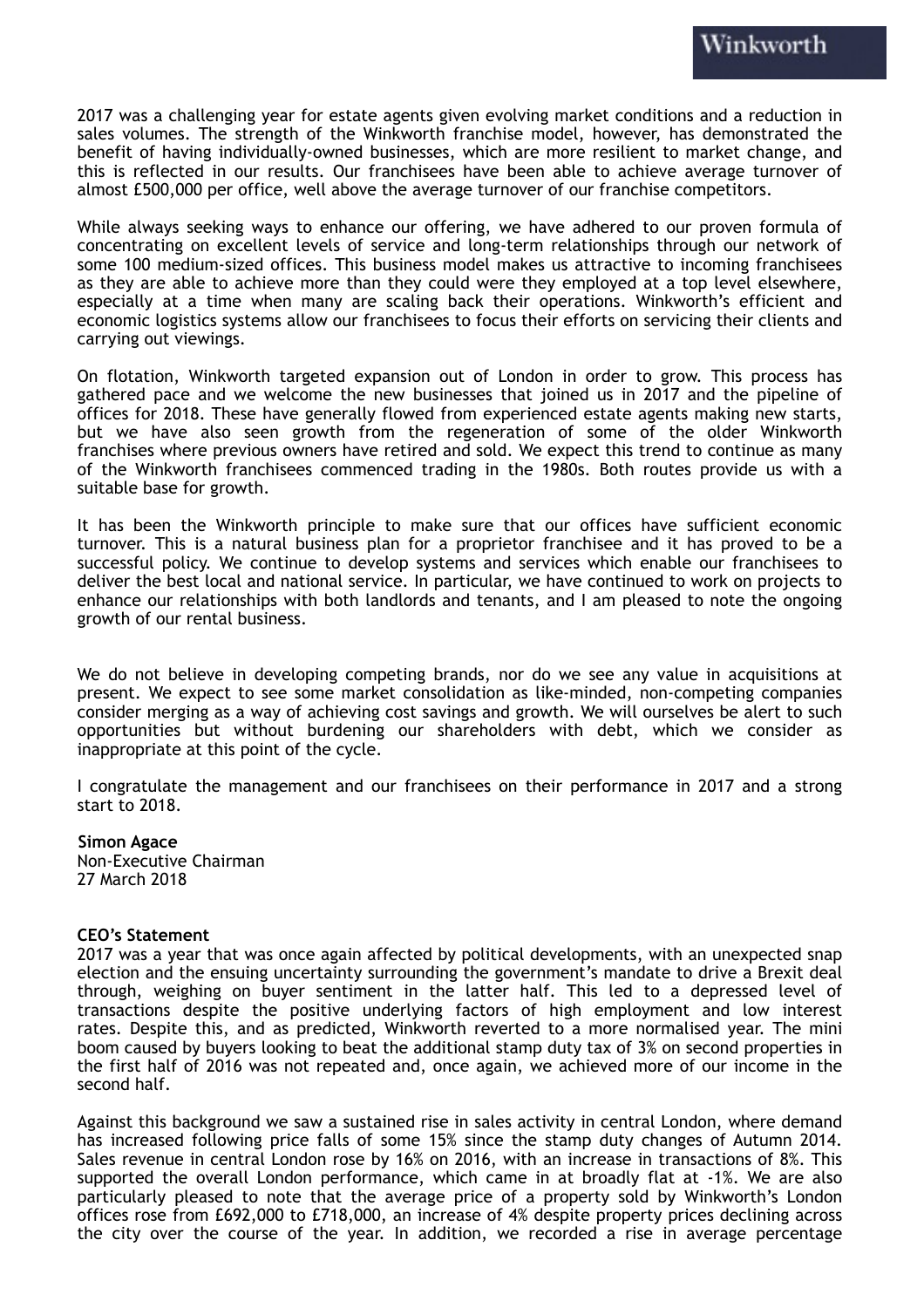2017 was a challenging year for estate agents given evolving market conditions and a reduction in sales volumes. The strength of the Winkworth franchise model, however, has demonstrated the benefit of having individually-owned businesses, which are more resilient to market change, and this is reflected in our results. Our franchisees have been able to achieve average turnover of almost £500,000 per office, well above the average turnover of our franchise competitors.

While always seeking ways to enhance our offering, we have adhered to our proven formula of concentrating on excellent levels of service and long-term relationships through our network of some 100 medium-sized offices. This business model makes us attractive to incoming franchisees as they are able to achieve more than they could were they employed at a top level elsewhere, especially at a time when many are scaling back their operations. Winkworth's efficient and economic logistics systems allow our franchisees to focus their efforts on servicing their clients and carrying out viewings.

On flotation, Winkworth targeted expansion out of London in order to grow. This process has gathered pace and we welcome the new businesses that joined us in 2017 and the pipeline of offices for 2018. These have generally flowed from experienced estate agents making new starts, but we have also seen growth from the regeneration of some of the older Winkworth franchises where previous owners have retired and sold. We expect this trend to continue as many of the Winkworth franchisees commenced trading in the 1980s. Both routes provide us with a suitable base for growth.

It has been the Winkworth principle to make sure that our offices have sufficient economic turnover. This is a natural business plan for a proprietor franchisee and it has proved to be a successful policy. We continue to develop systems and services which enable our franchisees to deliver the best local and national service. In particular, we have continued to work on projects to enhance our relationships with both landlords and tenants, and I am pleased to note the ongoing growth of our rental business.

We do not believe in developing competing brands, nor do we see any value in acquisitions at present. We expect to see some market consolidation as like-minded, non-competing companies consider merging as a way of achieving cost savings and growth. We will ourselves be alert to such opportunities but without burdening our shareholders with debt, which we consider as inappropriate at this point of the cycle.

I congratulate the management and our franchisees on their performance in 2017 and a strong start to 2018.

**Simon Agace**
Non-Executive Chairman
27 March 2018

**CEO's Statement**

2017 was a year that was once again affected by political developments, with an unexpected snap election and the ensuing uncertainty surrounding the government's mandate to drive a Brexit deal through, weighing on buyer sentiment in the latter half. This led to a depressed level of transactions despite the positive underlying factors of high employment and low interest rates. Despite this, and as predicted, Winkworth reverted to a more normalised year. The mini boom caused by buyers looking to beat the additional stamp duty tax of 3% on second properties in the first half of 2016 was not repeated and, once again, we achieved more of our income in the second half.

Against this background we saw a sustained rise in sales activity in central London, where demand has increased following price falls of some 15% since the stamp duty changes of Autumn 2014. Sales revenue in central London rose by 16% on 2016, with an increase in transactions of 8%. This supported the overall London performance, which came in at broadly flat at -1%. We are also particularly pleased to note that the average price of a property sold by Winkworth's London offices rose from £692,000 to £718,000, an increase of 4% despite property prices declining across the city over the course of the year. In addition, we recorded a rise in average percentage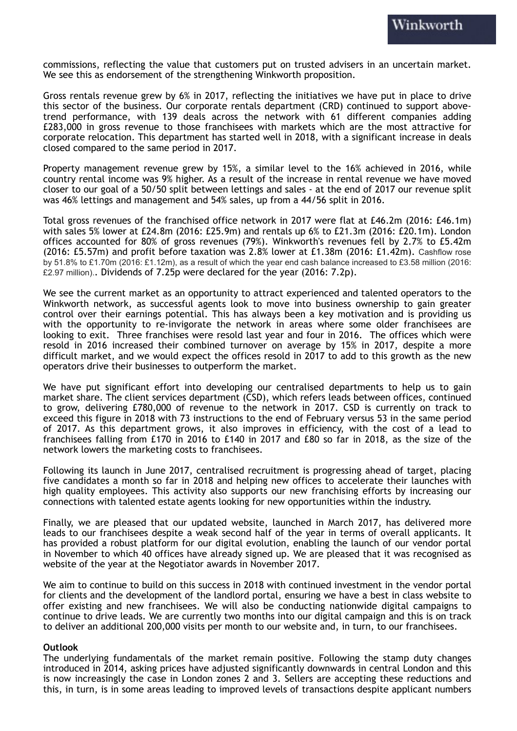commissions, reflecting the value that customers put on trusted advisers in an uncertain market. We see this as endorsement of the strengthening Winkworth proposition.

Gross rentals revenue grew by 6% in 2017, reflecting the initiatives we have put in place to drive this sector of the business. Our corporate rentals department (CRD) continued to support above-trend performance, with 139 deals across the network with 61 different companies adding £283,000 in gross revenue to those franchisees with markets which are the most attractive for corporate relocation. This department has started well in 2018, with a significant increase in deals closed compared to the same period in 2017.

Property management revenue grew by 15%, a similar level to the 16% achieved in 2016, while country rental income was 9% higher. As a result of the increase in rental revenue we have moved closer to our goal of a 50/50 split between lettings and sales - at the end of 2017 our revenue split was 46% lettings and management and 54% sales, up from a 44/56 split in 2016.

Total gross revenues of the franchised office network in 2017 were flat at £46.2m (2016: £46.1m) with sales 5% lower at £24.8m (2016: £25.9m) and rentals up 6% to £21.3m (2016: £20.1m). London offices accounted for 80% of gross revenues (79%). Winkworth's revenues fell by 2.7% to £5.42m (2016: £5.57m) and profit before taxation was 2.8% lower at £1.38m (2016: £1.42m). Cashflow rose by 51.8% to £1.70m (2016: £1.12m), as a result of which the year end cash balance increased to £3.58 million (2016: £2.97 million).. Dividends of 7.25p were declared for the year (2016: 7.2p).

We see the current market as an opportunity to attract experienced and talented operators to the Winkworth network, as successful agents look to move into business ownership to gain greater control over their earnings potential. This has always been a key motivation and is providing us with the opportunity to re-invigorate the network in areas where some older franchisees are looking to exit. Three franchises were resold last year and four in 2016. The offices which were resold in 2016 increased their combined turnover on average by 15% in 2017, despite a more difficult market, and we would expect the offices resold in 2017 to add to this growth as the new operators drive their businesses to outperform the market.

We have put significant effort into developing our centralised departments to help us to gain market share. The client services department (CSD), which refers leads between offices, continued to grow, delivering £780,000 of revenue to the network in 2017. CSD is currently on track to exceed this figure in 2018 with 73 instructions to the end of February versus 53 in the same period of 2017. As this department grows, it also improves in efficiency, with the cost of a lead to franchisees falling from £170 in 2016 to £140 in 2017 and £80 so far in 2018, as the size of the network lowers the marketing costs to franchisees.

Following its launch in June 2017, centralised recruitment is progressing ahead of target, placing five candidates a month so far in 2018 and helping new offices to accelerate their launches with high quality employees. This activity also supports our new franchising efforts by increasing our connections with talented estate agents looking for new opportunities within the industry.

Finally, we are pleased that our updated website, launched in March 2017, has delivered more leads to our franchisees despite a weak second half of the year in terms of overall applicants. It has provided a robust platform for our digital evolution, enabling the launch of our vendor portal in November to which 40 offices have already signed up. We are pleased that it was recognised as website of the year at the Negotiator awards in November 2017.

We aim to continue to build on this success in 2018 with continued investment in the vendor portal for clients and the development of the landlord portal, ensuring we have a best in class website to offer existing and new franchisees. We will also be conducting nationwide digital campaigns to continue to drive leads. We are currently two months into our digital campaign and this is on track to deliver an additional 200,000 visits per month to our website and, in turn, to our franchisees.

**Outlook**

The underlying fundamentals of the market remain positive. Following the stamp duty changes introduced in 2014, asking prices have adjusted significantly downwards in central London and this is now increasingly the case in London zones 2 and 3. Sellers are accepting these reductions and this, in turn, is in some areas leading to improved levels of transactions despite applicant numbers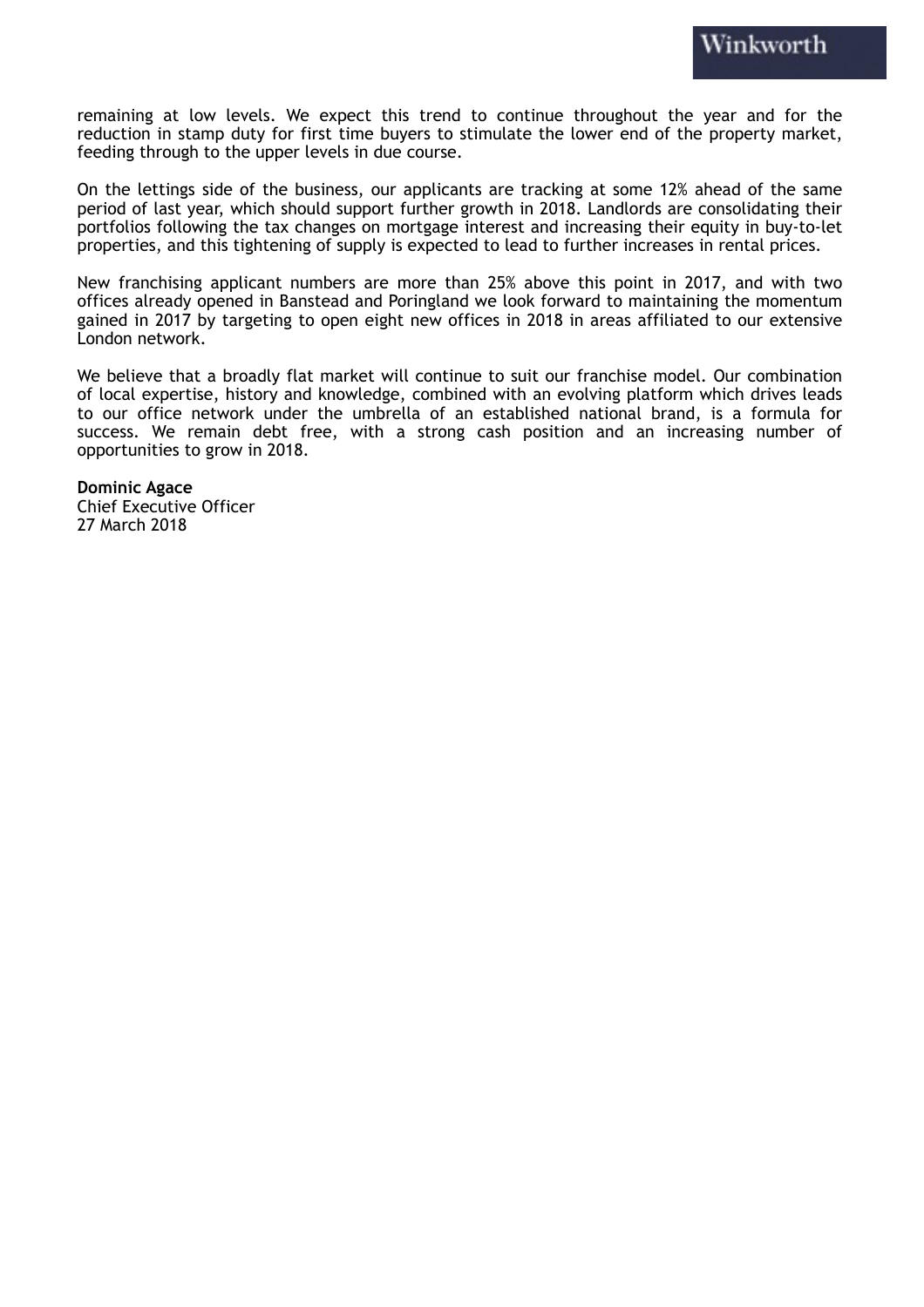remaining at low levels. We expect this trend to continue throughout the year and for the reduction in stamp duty for first time buyers to stimulate the lower end of the property market, feeding through to the upper levels in due course.

On the lettings side of the business, our applicants are tracking at some 12% ahead of the same period of last year, which should support further growth in 2018. Landlords are consolidating their portfolios following the tax changes on mortgage interest and increasing their equity in buy-to-let properties, and this tightening of supply is expected to lead to further increases in rental prices.

New franchising applicant numbers are more than 25% above this point in 2017, and with two offices already opened in Banstead and Poringland we look forward to maintaining the momentum gained in 2017 by targeting to open eight new offices in 2018 in areas affiliated to our extensive London network.

We believe that a broadly flat market will continue to suit our franchise model. Our combination of local expertise, history and knowledge, combined with an evolving platform which drives leads to our office network under the umbrella of an established national brand, is a formula for success. We remain debt free, with a strong cash position and an increasing number of opportunities to grow in 2018.

**Dominic Agace**
Chief Executive Officer
27 March 2018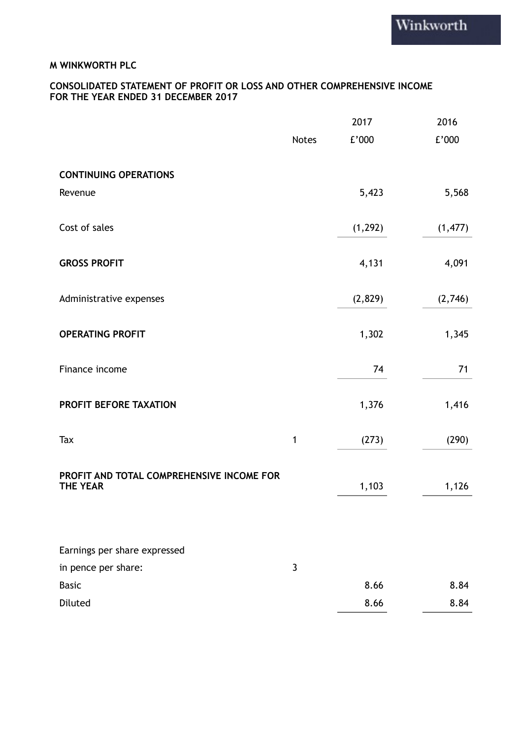M WINKWORTH PLC

**CONSOLIDATED STATEMENT OF PROFIT OR LOSS AND OTHER COMPREHENSIVE INCOME FOR THE YEAR ENDED 31 DECEMBER 2017**

| | Notes | 2017<br>£'000 | 2016<br>£'000 |
|---|---|---|---|
| **CONTINUING OPERATIONS** | | | |
| Revenue | | 5,423 | 5,568 |
| Cost of sales | | (1,292) | (1,477) |
| **GROSS PROFIT** | | 4,131 | 4,091 |
| Administrative expenses | | (2,829) | (2,746) |
| **OPERATING PROFIT** | | 1,302 | 1,345 |
| Finance income | | 74 | 71 |
| **PROFIT BEFORE TAXATION** | | 1,376 | 1,416 |
| Tax | 1 | (273) | (290) |
| **PROFIT AND TOTAL COMPREHENSIVE INCOME FOR THE YEAR** | | 1,103 | 1,126 |
| Earnings per share expressed | | | |
| in pence per share: | 3 | | |
| Basic | | 8.66 | 8.84 |
| Diluted | | 8.66 | 8.84 |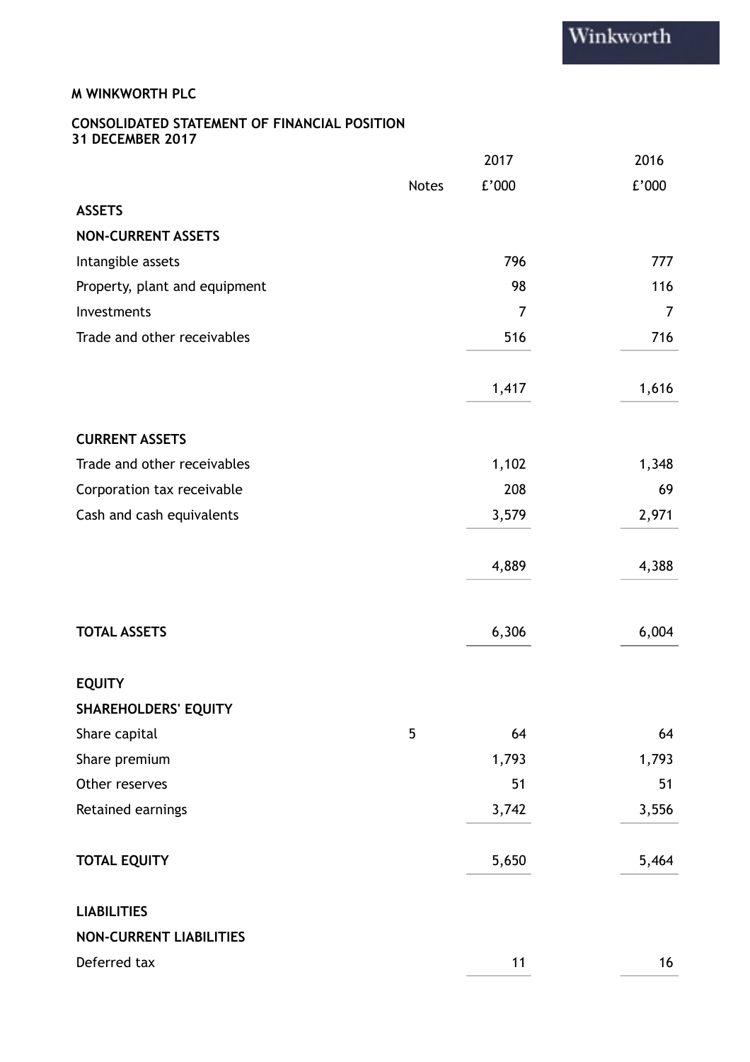M WINKWORTH PLC

CONSOLIDATED STATEMENT OF FINANCIAL POSITION
31 DECEMBER 2017

| | Notes | 2017 | 2016 |
|---|---|---|---|
| | | £'000 | £'000 |
| **ASSETS** | | | |
| **NON-CURRENT ASSETS** | | | |
| Intangible assets | | 796 | 777 |
| Property, plant and equipment | | 98 | 116 |
| Investments | | 7 | 7 |
| Trade and other receivables | | 516 | 716 |
| | | 1,417 | 1,616 |
| **CURRENT ASSETS** | | | |
| Trade and other receivables | | 1,102 | 1,348 |
| Corporation tax receivable | | 208 | 69 |
| Cash and cash equivalents | | 3,579 | 2,971 |
| | | 4,889 | 4,388 |
| **TOTAL ASSETS** | | 6,306 | 6,004 |
| **EQUITY** | | | |
| **SHAREHOLDERS' EQUITY** | | | |
| Share capital | 5 | 64 | 64 |
| Share premium | | 1,793 | 1,793 |
| Other reserves | | 51 | 51 |
| Retained earnings | | 3,742 | 3,556 |
| **TOTAL EQUITY** | | 5,650 | 5,464 |
| **LIABILITIES** | | | |
| **NON-CURRENT LIABILITIES** | | | |
| Deferred tax | | 11 | 16 |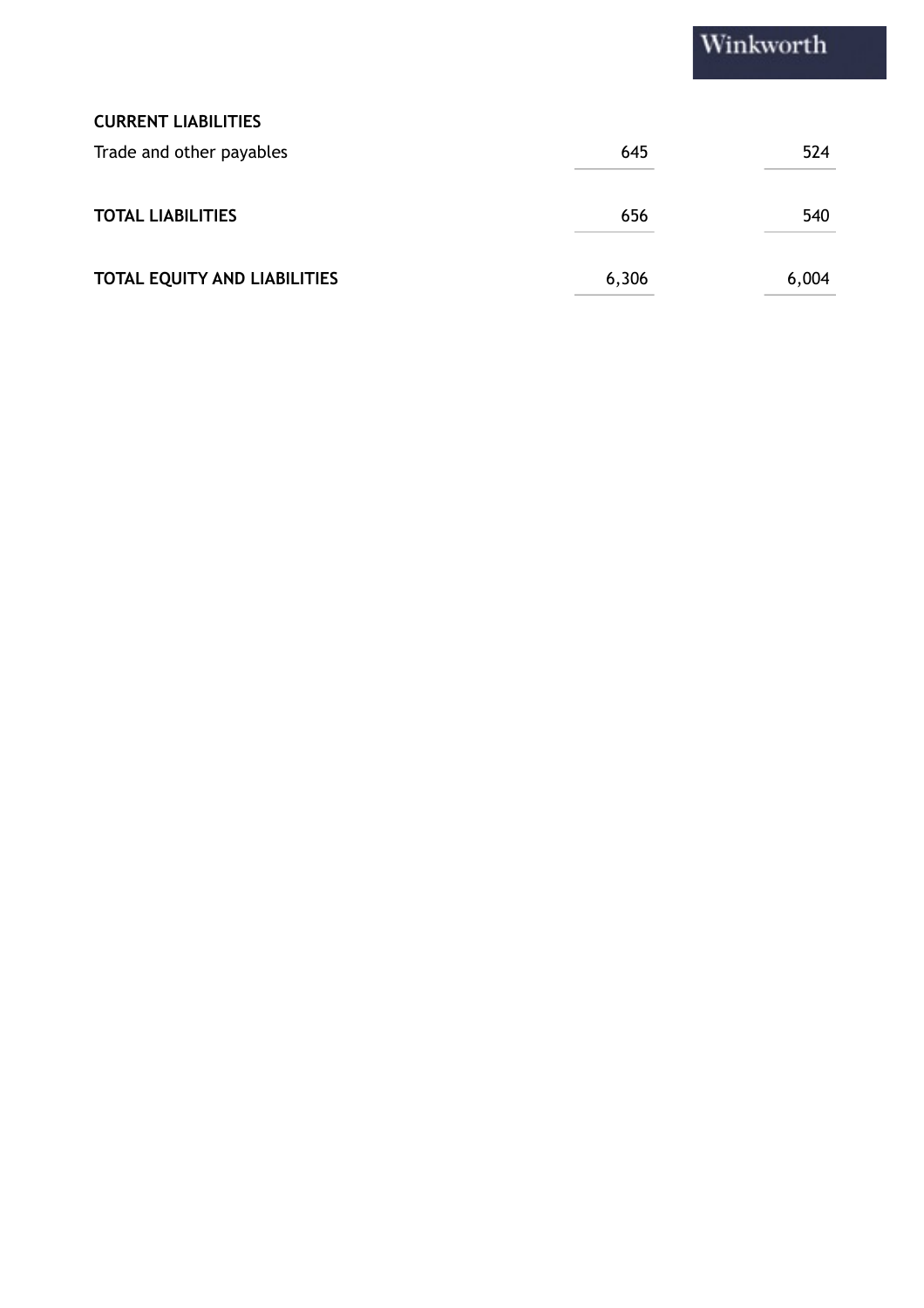| | | |
|---|---|---|
| **CURRENT LIABILITIES** | | |
| Trade and other payables | 645 | 524 |
| **TOTAL LIABILITIES** | 656 | 540 |
| **TOTAL EQUITY AND LIABILITIES** | 6,306 | 6,004 |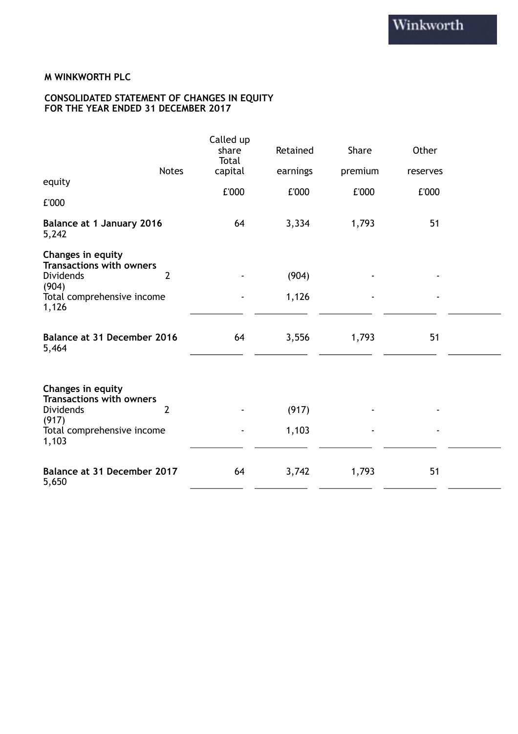**M WINKWORTH PLC**

**CONSOLIDATED STATEMENT OF CHANGES IN EQUITY FOR THE YEAR ENDED 31 DECEMBER 2017**

| | Notes | Called up share capital | Retained earnings | Share premium | Other reserves | Total equity |
|---|---|---|---|---|---|---|
| | | £'000 | £'000 | £'000 | £'000 | £'000 |
| **Balance at 1 January 2016** | | 64 | 3,334 | 1,793 | 51 | 5,242 |
| **Changes in equity** | | | | | | |
| **Transactions with owners** | | | | | | |
| Dividends | 2 | - | (904) | - | - | (904) |
| Total comprehensive income | | - | 1,126 | - | - | 1,126 |
| **Balance at 31 December 2016** | | 64 | 3,556 | 1,793 | 51 | 5,464 |
| **Changes in equity** | | | | | | |
| **Transactions with owners** | | | | | | |
| Dividends | 2 | - | (917) | - | - | (917) |
| Total comprehensive income | | - | 1,103 | - | - | 1,103 |
| **Balance at 31 December 2017** | | 64 | 3,742 | 1,793 | 51 | 5,650 |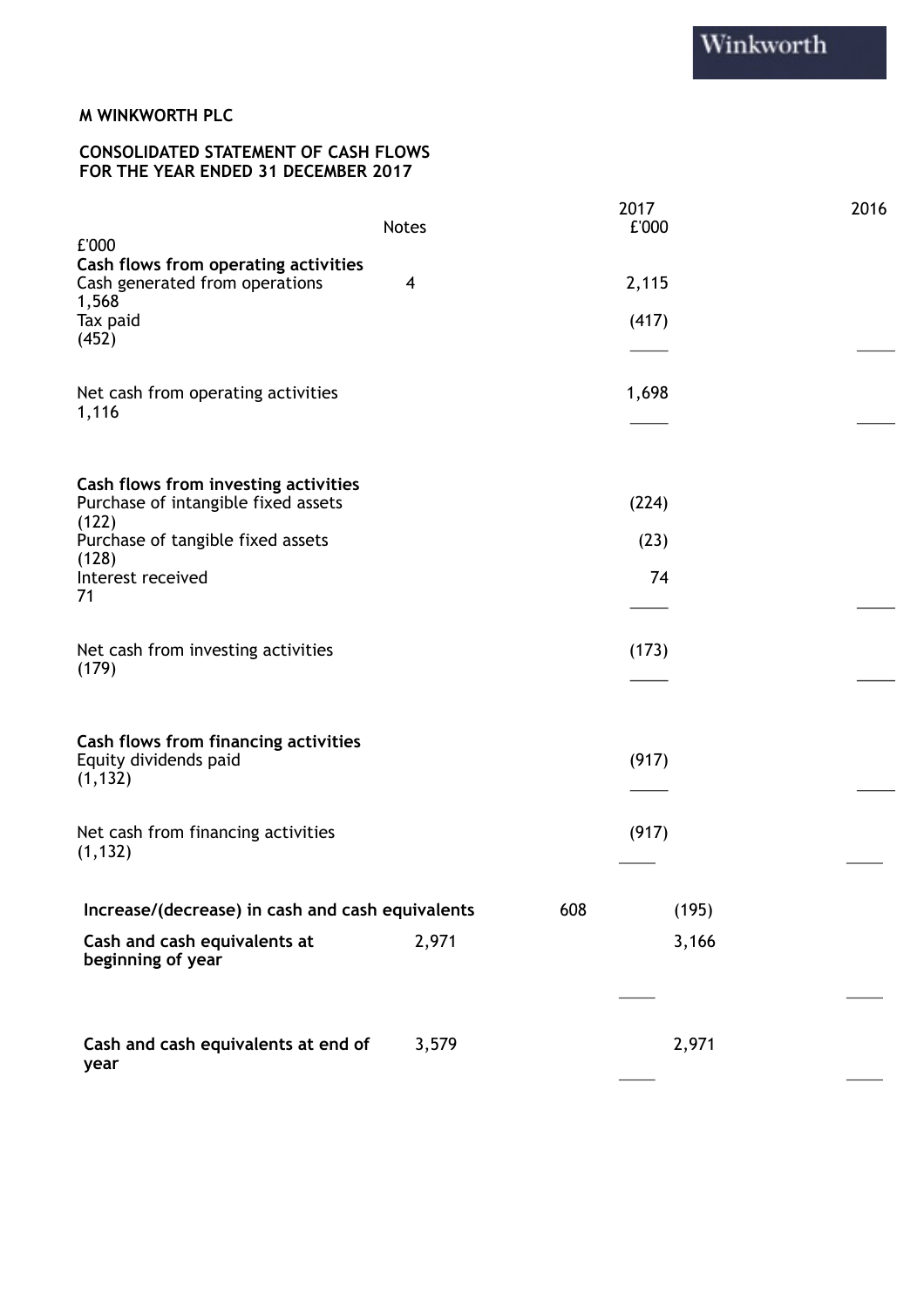Winkworth

**M WINKWORTH PLC**

**CONSOLIDATED STATEMENT OF CASH FLOWS**
**FOR THE YEAR ENDED 31 DECEMBER 2017**

| | Notes | 2017 £'000 | 2016 £'000 |
|---|---|---|---|
| **Cash flows from operating activities** | | | |
| Cash generated from operations | 4 | 2,115 | 1,568 |
| Tax paid | | (417) | (452) |
| Net cash from operating activities | | 1,698 | 1,116 |
| **Cash flows from investing activities** | | | |
| Purchase of intangible fixed assets | | (224) | (122) |
| Purchase of tangible fixed assets | | (23) | (128) |
| Interest received | | 74 | 71 |
| Net cash from investing activities | | (173) | (179) |
| **Cash flows from financing activities** | | | |
| Equity dividends paid | | (917) | (1,132) |
| Net cash from financing activities | | (917) | (1,132) |
| **Increase/(decrease) in cash and cash equivalents** | | 608 | (195) |
| **Cash and cash equivalents at beginning of year** | | 2,971 | 3,166 |
| **Cash and cash equivalents at end of year** | | 3,579 | 2,971 |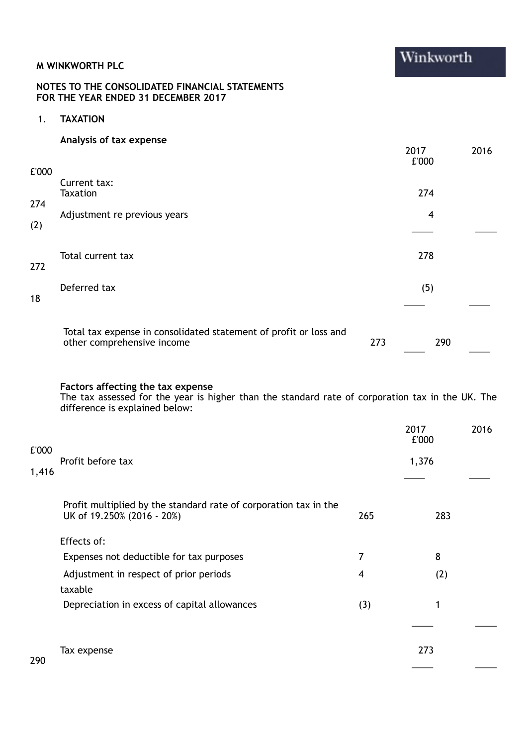M WINKWORTH PLC

NOTES TO THE CONSOLIDATED FINANCIAL STATEMENTS
FOR THE YEAR ENDED 31 DECEMBER 2017

## 1. TAXATION

### Analysis of tax expense

| | 2017 £'000 | 2016 £'000 |
|---|---|---|
| Current tax: | | |
| Taxation | 274 | 274 |
| Adjustment re previous years | 4 | (2) |
| Total current tax | 278 | 272 |
| Deferred tax | (5) | 18 |
| Total tax expense in consolidated statement of profit or loss and other comprehensive income | 273 | 290 |

### Factors affecting the tax expense

The tax assessed for the year is higher than the standard rate of corporation tax in the UK. The difference is explained below:

| | 2017 £'000 | 2016 £'000 |
|---|---|---|
| Profit before tax | 1,376 | 1,416 |
| Profit multiplied by the standard rate of corporation tax in the UK of 19.250% (2016 - 20%) | 265 | 283 |
| Effects of: | | |
| Expenses not deductible for tax purposes | 7 | 8 |
| Adjustment in respect of prior periods | 4 | (2) |
| taxable | | |
| Depreciation in excess of capital allowances | (3) | 1 |
| Tax expense | 273 | 290 |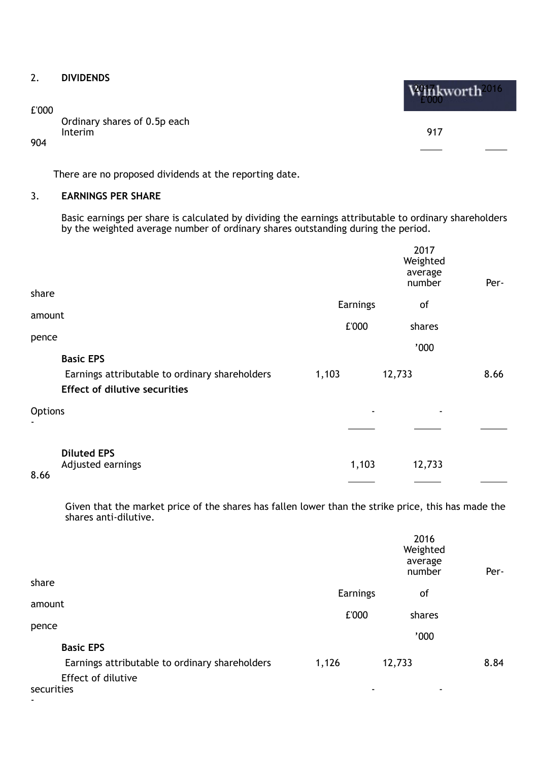## 2. DIVIDENDS

| | 2017 £'000 | 2016 £'000 |
|---|---|---|
| Ordinary shares of 0.5p each | | |
| Interim | 917 | 904 |

There are no proposed dividends at the reporting date.

## 3. EARNINGS PER SHARE

Basic earnings per share is calculated by dividing the earnings attributable to ordinary shareholders by the weighted average number of ordinary shares outstanding during the period.

| 2017 | Earnings £'000 | Weighted average number of shares '000 | Per-share amount pence |
|---|---|---|---|
| **Basic EPS** | | | |
| Earnings attributable to ordinary shareholders | 1,103 | 12,733 | 8.66 |
| **Effect of dilutive securities** | | | |
| Options | - | - | - |
| **Diluted EPS** | | | |
| Adjusted earnings | 1,103 | 12,733 | 8.66 |

Given that the market price of the shares has fallen lower than the strike price, this has made the shares anti-dilutive.

| 2016 | Earnings £'000 | Weighted average number of shares '000 | Per-share amount pence |
|---|---|---|---|
| **Basic EPS** | | | |
| Earnings attributable to ordinary shareholders | 1,126 | 12,733 | 8.84 |
| Effect of dilutive securities | - | - | - |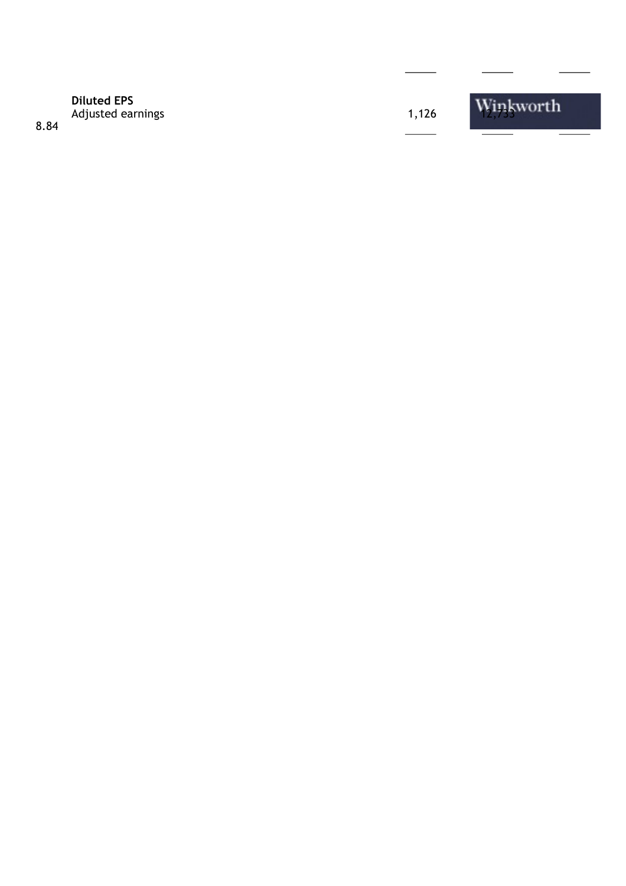| | | | |
|---|---|---|---|
| **Diluted EPS** | | | |
| Adjusted earnings | 1,126 | 12,733 | 8.84 |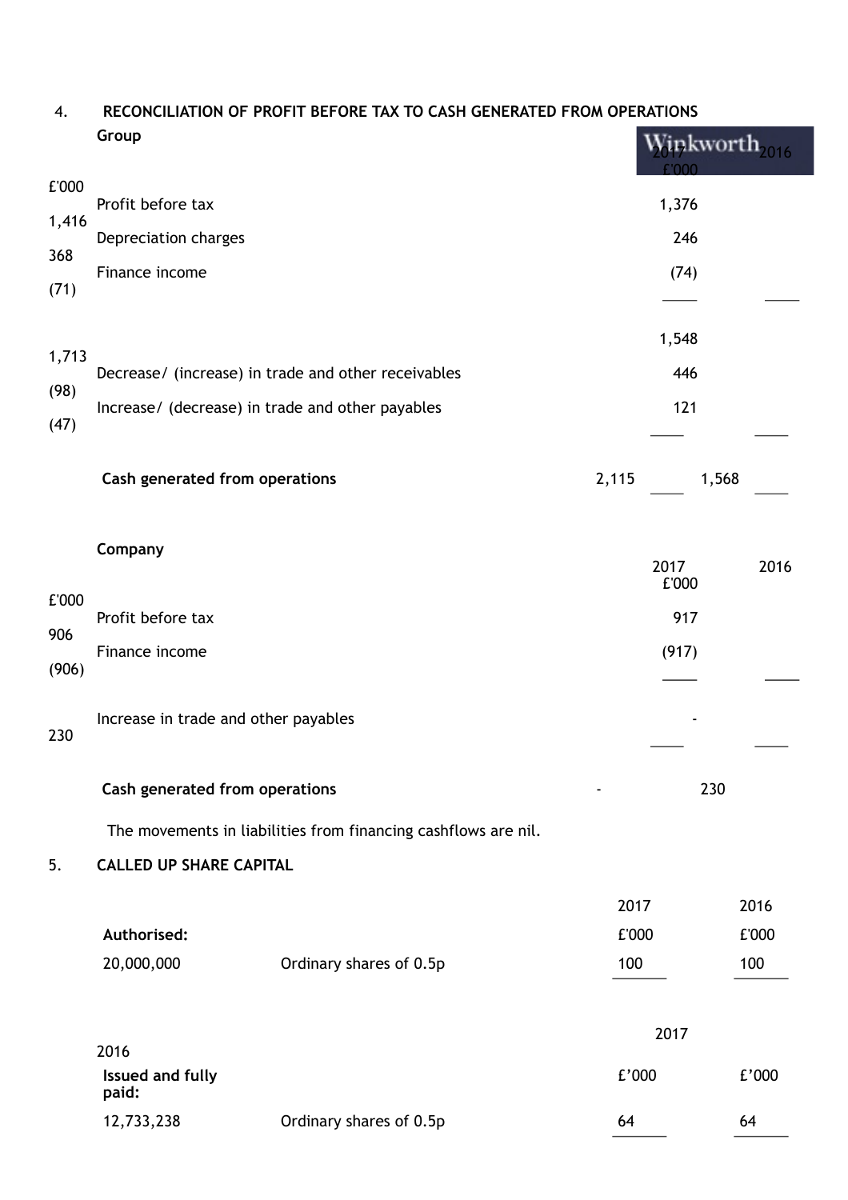## 4. RECONCILIATION OF PROFIT BEFORE TAX TO CASH GENERATED FROM OPERATIONS

**Group**

| | 2017 £'000 | 2016 £'000 |
|---|---|---|
| Profit before tax | 1,376 | 1,416 |
| Depreciation charges | 246 | 368 |
| Finance income | (74) | (71) |
| | 1,548 | 1,713 |
| Decrease/ (increase) in trade and other receivables | 446 | (98) |
| Increase/ (decrease) in trade and other payables | 121 | (47) |
| **Cash generated from operations** | 2,115 | 1,568 |

**Company**

| | 2017 £'000 | 2016 £'000 |
|---|---|---|
| Profit before tax | 917 | 906 |
| Finance income | (917) | (906) |
| Increase in trade and other payables | - | 230 |
| **Cash generated from operations** | - | 230 |

The movements in liabilities from financing cashflows are nil.

## 5. CALLED UP SHARE CAPITAL

| **Authorised:** | | 2017 £'000 | 2016 £'000 |
|---|---|---|---|
| 20,000,000 | Ordinary shares of 0.5p | 100 | 100 |

| **Issued and fully paid:** | | 2017 £'000 | 2016 £'000 |
|---|---|---|---|
| 12,733,238 | Ordinary shares of 0.5p | 64 | 64 |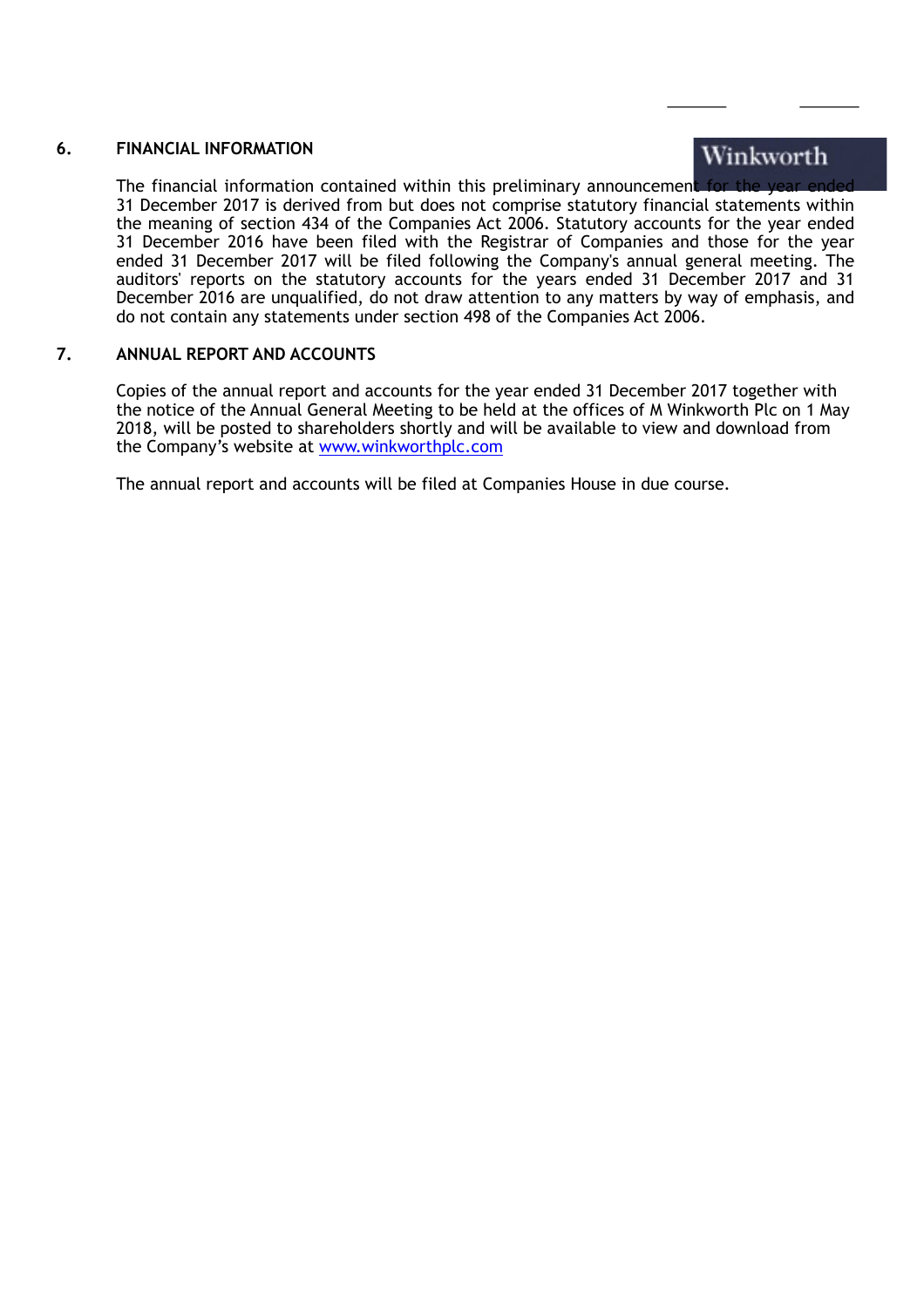## 6. FINANCIAL INFORMATION

The financial information contained within this preliminary announcement for the year ended 31 December 2017 is derived from but does not comprise statutory financial statements within the meaning of section 434 of the Companies Act 2006. Statutory accounts for the year ended 31 December 2016 have been filed with the Registrar of Companies and those for the year ended 31 December 2017 will be filed following the Company's annual general meeting. The auditors' reports on the statutory accounts for the years ended 31 December 2017 and 31 December 2016 are unqualified, do not draw attention to any matters by way of emphasis, and do not contain any statements under section 498 of the Companies Act 2006.

## 7. ANNUAL REPORT AND ACCOUNTS

Copies of the annual report and accounts for the year ended 31 December 2017 together with the notice of the Annual General Meeting to be held at the offices of M Winkworth Plc on 1 May 2018, will be posted to shareholders shortly and will be available to view and download from the Company's website at www.winkworthplc.com

The annual report and accounts will be filed at Companies House in due course.